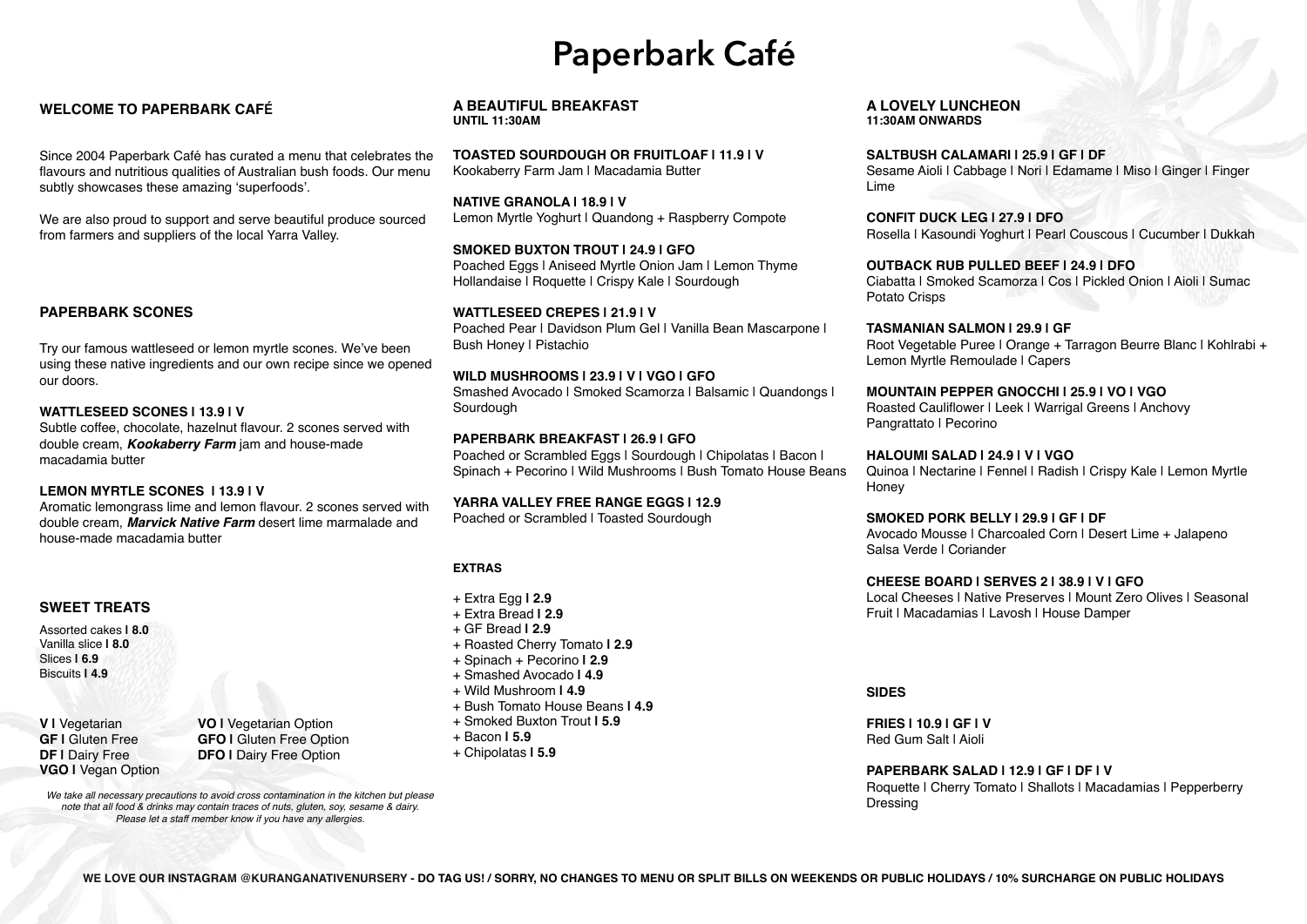# Paperbark Café

## WELCOME TO PAPERBARK CAFÉ

Since 2004 Paperbark Café has curated a menu that celebrates the flavours and nutritious qualities of Australian bush foods. Our menu subtly showcases these amazing 'superfoods'.

We are also proud to support and serve beautiful produce sourced from farmers and suppliers of the local Yarra Valley.

## PAPERBARK SCONES

Try our famous wattleseed or lemon myrtle scones. We've been using these native ingredients and our own recipe since we opened our doors.

**WATTLESEED SCONES | 13.9 | V**
Subtle coffee, chocolate, hazelnut flavour. 2 scones served with double cream, ***Kookaberry Farm*** jam and house-made macadamia butter

**LEMON MYRTLE SCONES | 13.9 | V**
Aromatic lemongrass lime and lemon flavour. 2 scones served with double cream, ***Marvick Native Farm*** desert lime marmalade and house-made macadamia butter

## SWEET TREATS

Assorted cakes **| 8.0**
Vanilla slice **| 8.0**
Slices **| 6.9**
Biscuits **| 4.9**

**V |** Vegetarian
**GF |** Gluten Free
**DF |** Dairy Free
**VGO |** Vegan Option
**VO |** Vegetarian Option
**GFO |** Gluten Free Option
**DFO |** Dairy Free Option

*We take all necessary precautions to avoid cross contamination in the kitchen but please note that all food & drinks may contain traces of nuts, gluten, soy, sesame & dairy. Please let a staff member know if you have any allergies.*

## A BEAUTIFUL BREAKFAST
**UNTIL 11:30AM**

**TOASTED SOURDOUGH OR FRUITLOAF | 11.9 | V**
Kookaberry Farm Jam | Macadamia Butter

**NATIVE GRANOLA | 18.9 | V**
Lemon Myrtle Yoghurt | Quandong + Raspberry Compote

**SMOKED BUXTON TROUT | 24.9 | GFO**
Poached Eggs | Aniseed Myrtle Onion Jam | Lemon Thyme Hollandaise | Roquette | Crispy Kale | Sourdough

**WATTLESEED CREPES | 21.9 | V**
Poached Pear | Davidson Plum Gel | Vanilla Bean Mascarpone | Bush Honey | Pistachio

**WILD MUSHROOMS | 23.9 | V | VGO | GFO**
Smashed Avocado | Smoked Scamorza | Balsamic | Quandongs | Sourdough

**PAPERBARK BREAKFAST | 26.9 | GFO**
Poached or Scrambled Eggs | Sourdough | Chipolatas | Bacon | Spinach + Pecorino | Wild Mushrooms | Bush Tomato House Beans

**YARRA VALLEY FREE RANGE EGGS | 12.9**
Poached or Scrambled | Toasted Sourdough

### EXTRAS

+ Extra Egg **| 2.9**
+ Extra Bread **| 2.9**
+ GF Bread **| 2.9**
+ Roasted Cherry Tomato **| 2.9**
+ Spinach + Pecorino **| 2.9**
+ Smashed Avocado **| 4.9**
+ Wild Mushroom **| 4.9**
+ Bush Tomato House Beans **| 4.9**
+ Smoked Buxton Trout **| 5.9**
+ Bacon **| 5.9**
+ Chipolatas **| 5.9**

## A LOVELY LUNCHEON
**11:30AM ONWARDS**

**SALTBUSH CALAMARI | 25.9 | GF | DF**
Sesame Aioli | Cabbage | Nori | Edamame | Miso | Ginger | Finger Lime

**CONFIT DUCK LEG | 27.9 | DFO**
Rosella | Kasoundi Yoghurt | Pearl Couscous | Cucumber | Dukkah

**OUTBACK RUB PULLED BEEF | 24.9 | DFO**
Ciabatta | Smoked Scamorza | Cos | Pickled Onion | Aioli | Sumac Potato Crisps

**TASMANIAN SALMON | 29.9 | GF**
Root Vegetable Puree | Orange + Tarragon Beurre Blanc | Kohlrabi + Lemon Myrtle Remoulade | Capers

**MOUNTAIN PEPPER GNOCCHI | 25.9 | VO | VGO**
Roasted Cauliflower | Leek | Warrigal Greens | Anchovy Pangrattato | Pecorino

**HALOUMI SALAD | 24.9 | V | VGO**
Quinoa | Nectarine | Fennel | Radish | Crispy Kale | Lemon Myrtle Honey

**SMOKED PORK BELLY | 29.9 | GF | DF**
Avocado Mousse | Charcoaled Corn | Desert Lime + Jalapeno Salsa Verde | Coriander

**CHEESE BOARD | SERVES 2 | 38.9 | V | GFO**
Local Cheeses | Native Preserves | Mount Zero Olives | Seasonal Fruit | Macadamias | Lavosh | House Damper

### SIDES

**FRIES | 10.9 | GF | V**
Red Gum Salt | Aioli

**PAPERBARK SALAD | 12.9 | GF | DF | V**
Roquette | Cherry Tomato | Shallots | Macadamias | Pepperberry Dressing

**WE LOVE OUR INSTAGRAM @KURANGANATIVENURSERY - DO TAG US! / SORRY, NO CHANGES TO MENU OR SPLIT BILLS ON WEEKENDS OR PUBLIC HOLIDAYS / 10% SURCHARGE ON PUBLIC HOLIDAYS**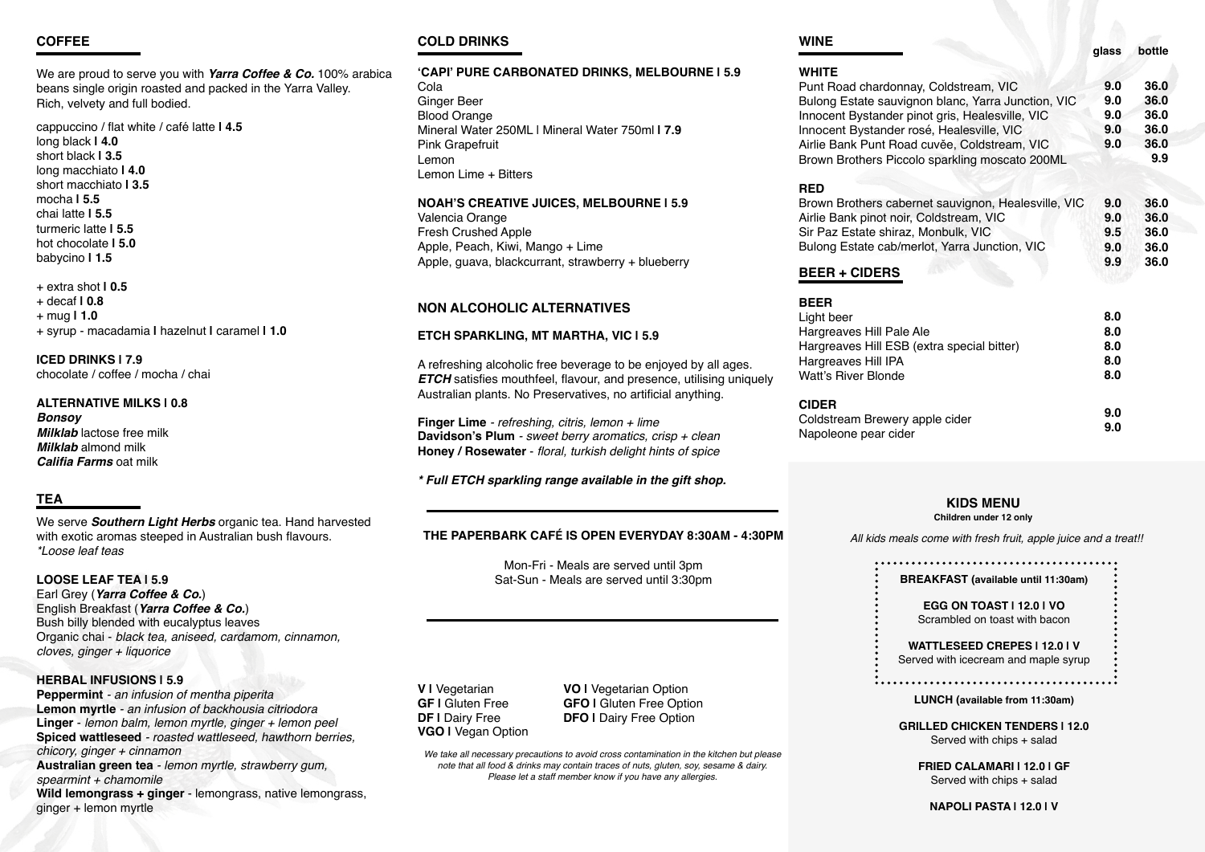## COFFEE

We are proud to serve you with ***Yarra Coffee & Co.*** 100% arabica beans single origin roasted and packed in the Yarra Valley. Rich, velvety and full bodied.

cappuccino / flat white / café latte **I 4.5**
long black **I 4.0**
short black **I 3.5**
long macchiato **I 4.0**
short macchiato **I 3.5**
mocha **I 5.5**
chai latte **I 5.5**
turmeric latte **I 5.5**
hot chocolate **I 5.0**
babycino **I 1.5**

+ extra shot **I 0.5**
+ decaf **I 0.8**
+ mug **I 1.0**
+ syrup - macadamia **I** hazelnut **I** caramel **I 1.0**

**ICED DRINKS I 7.9**
chocolate / coffee / mocha / chai

**ALTERNATIVE MILKS I 0.8**
***Bonsoy***
***Milklab*** lactose free milk
***Milklab*** almond milk
***Califia Farms*** oat milk

## TEA

We serve ***Southern Light Herbs*** organic tea. Hand harvested with exotic aromas steeped in Australian bush flavours.
*\*Loose leaf teas*

**LOOSE LEAF TEA I 5.9**
Earl Grey (***Yarra Coffee & Co.***)
English Breakfast (***Yarra Coffee & Co.***)
Bush billy blended with eucalyptus leaves
Organic chai - *black tea, aniseed, cardamom, cinnamon, cloves, ginger + liquorice*

**HERBAL INFUSIONS I 5.9**
**Peppermint** - *an infusion of mentha piperita*
**Lemon myrtle** - *an infusion of backhousia citriodora*
**Linger** - *lemon balm, lemon myrtle, ginger + lemon peel*
**Spiced wattleseed** - *roasted wattleseed, hawthorn berries, chicory, ginger + cinnamon*
**Australian green tea** - *lemon myrtle, strawberry gum, spearmint + chamomile*
**Wild lemongrass + ginger** - lemongrass, native lemongrass, ginger + lemon myrtle

## COLD DRINKS

**'CAPI' PURE CARBONATED DRINKS, MELBOURNE I 5.9**
Cola
Ginger Beer
Blood Orange
Mineral Water 250ML I Mineral Water 750ml **I 7.9**
Pink Grapefruit
Lemon
Lemon Lime + Bitters

**NOAH'S CREATIVE JUICES, MELBOURNE I 5.9**
Valencia Orange
Fresh Crushed Apple
Apple, Peach, Kiwi, Mango + Lime
Apple, guava, blackcurrant, strawberry + blueberry

## NON ALCOHOLIC ALTERNATIVES

**ETCH SPARKLING, MT MARTHA, VIC I 5.9**

A refreshing alcoholic free beverage to be enjoyed by all ages. ***ETCH*** satisfies mouthfeel, flavour, and presence, utilising uniquely Australian plants. No Preservatives, no artificial anything.

**Finger Lime** - *refreshing, citris, lemon + lime*
**Davidson's Plum** - *sweet berry aromatics, crisp + clean*
**Honey / Rosewater** - *floral, turkish delight hints of spice*

***\* Full ETCH sparkling range available in the gift shop.***

**THE PAPERBARK CAFÉ IS OPEN EVERYDAY 8:30AM - 4:30PM**

Mon-Fri - Meals are served until 3pm
Sat-Sun - Meals are served until 3:30pm

**V I** Vegetarian
**GF I** Gluten Free
**DF I** Dairy Free
**VGO I** Vegan Option
**VO I** Vegetarian Option
**GFO I** Gluten Free Option
**DFO I** Dairy Free Option

*We take all necessary precautions to avoid cross contamination in the kitchen but please note that all food & drinks may contain traces of nuts, gluten, soy, sesame & dairy. Please let a staff member know if you have any allergies.*

## WINE

| | glass | bottle |
|---|---|---|
| **WHITE** | | |
| Punt Road chardonnay, Coldstream, VIC | 9.0 | 36.0 |
| Bulong Estate sauvignon blanc, Yarra Junction, VIC | 9.0 | 36.0 |
| Innocent Bystander pinot gris, Healesville, VIC | 9.0 | 36.0 |
| Innocent Bystander rosé, Healesville, VIC | 9.0 | 36.0 |
| Airlie Bank Punt Road cuvče, Coldstream, VIC | 9.0 | 36.0 |
| Brown Brothers Piccolo sparkling moscato 200ML | | 9.9 |
| **RED** | | |
| Brown Brothers cabernet sauvignon, Healesville, VIC | 9.0 | 36.0 |
| Airlie Bank pinot noir, Coldstream, VIC | 9.0 | 36.0 |
| Sir Paz Estate shiraz, Monbulk, VIC | 9.5 | 36.0 |
| Bulong Estate cab/merlot, Yarra Junction, VIC | 9.0 | 36.0 |
| | 9.9 | 36.0 |

## BEER + CIDERS

| | |
|---|---|
| **BEER** | |
| Light beer | 8.0 |
| Hargreaves Hill Pale Ale | 8.0 |
| Hargreaves Hill ESB (extra special bitter) | 8.0 |
| Hargreaves Hill IPA | 8.0 |
| Watt's River Blonde | 8.0 |
| **CIDER** | |
| Coldstream Brewery apple cider | 9.0 |
| Napoleone pear cider | 9.0 |

## KIDS MENU

**Children under 12 only**

*All kids meals come with fresh fruit, apple juice and a treat!!*

**BREAKFAST (available until 11:30am)**

**EGG ON TOAST I 12.0 I VO**
Scrambled on toast with bacon

**WATTLESEED CREPES I 12.0 I V**
Served with icecream and maple syrup

**LUNCH (available from 11:30am)**

**GRILLED CHICKEN TENDERS I 12.0**
Served with chips + salad

**FRIED CALAMARI I 12.0 I GF**
Served with chips + salad

**NAPOLI PASTA I 12.0 I V**